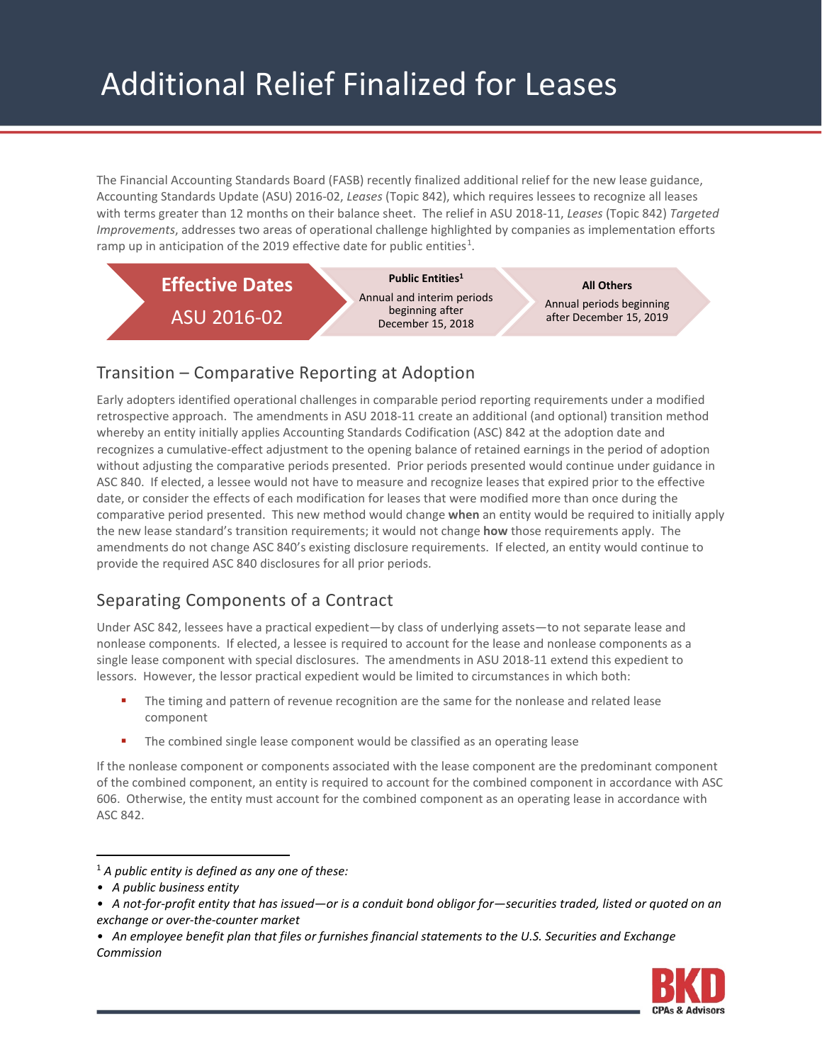# Additional Relief Finalized for Leases

The Financial Accounting Standards Board (FASB) recently finalized additional relief for the new lease guidance, Accounting Standards Update (ASU) 2016-02, *Leases* (Topic 842), which requires lessees to recognize all leases with terms greater than 12 months on their balance sheet. The relief in ASU 2018-11, *Leases* (Topic 842) *Targeted Improvements*, addresses two areas of operational challenge highlighted by companies as implementation efforts ramp up in anticipation of the 2019 effective date for public entities[1].

| Effective Dates ASU 2016-02 | Public Entities[1] | All Others |
|---|---|---|
| | Annual and interim periods beginning after December 15, 2018 | Annual periods beginning after December 15, 2019 |

## Transition – Comparative Reporting at Adoption

Early adopters identified operational challenges in comparable period reporting requirements under a modified retrospective approach. The amendments in ASU 2018-11 create an additional (and optional) transition method whereby an entity initially applies Accounting Standards Codification (ASC) 842 at the adoption date and recognizes a cumulative-effect adjustment to the opening balance of retained earnings in the period of adoption without adjusting the comparative periods presented. Prior periods presented would continue under guidance in ASC 840. If elected, a lessee would not have to measure and recognize leases that expired prior to the effective date, or consider the effects of each modification for leases that were modified more than once during the comparative period presented. This new method would change **when** an entity would be required to initially apply the new lease standard's transition requirements; it would not change **how** those requirements apply. The amendments do not change ASC 840's existing disclosure requirements. If elected, an entity would continue to provide the required ASC 840 disclosures for all prior periods.

## Separating Components of a Contract

Under ASC 842, lessees have a practical expedient—by class of underlying assets—to not separate lease and nonlease components. If elected, a lessee is required to account for the lease and nonlease components as a single lease component with special disclosures. The amendments in ASU 2018-11 extend this expedient to lessors. However, the lessor practical expedient would be limited to circumstances in which both:

- The timing and pattern of revenue recognition are the same for the nonlease and related lease component
- The combined single lease component would be classified as an operating lease

If the nonlease component or components associated with the lease component are the predominant component of the combined component, an entity is required to account for the combined component in accordance with ASC 606. Otherwise, the entity must account for the combined component as an operating lease in accordance with ASC 842.

---

[1] *A public entity is defined as any one of these:*
- *A public business entity*
- *A not-for-profit entity that has issued—or is a conduit bond obligor for—securities traded, listed or quoted on an exchange or over-the-counter market*
- *An employee benefit plan that files or furnishes financial statements to the U.S. Securities and Exchange Commission*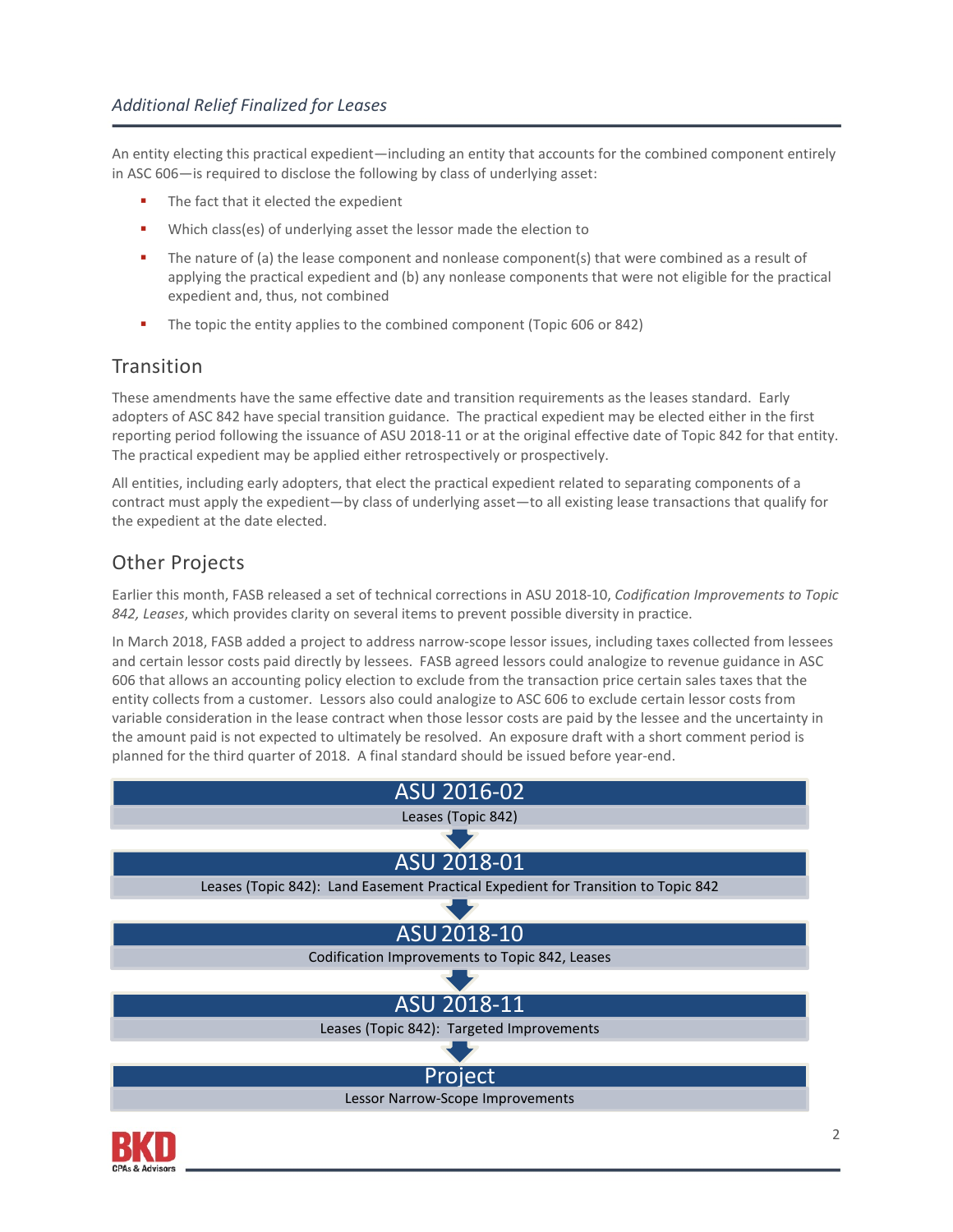An entity electing this practical expedient—including an entity that accounts for the combined component entirely in ASC 606—is required to disclose the following by class of underlying asset:

- The fact that it elected the expedient
- Which class(es) of underlying asset the lessor made the election to
- The nature of (a) the lease component and nonlease component(s) that were combined as a result of applying the practical expedient and (b) any nonlease components that were not eligible for the practical expedient and, thus, not combined
- The topic the entity applies to the combined component (Topic 606 or 842)

## Transition

These amendments have the same effective date and transition requirements as the leases standard. Early adopters of ASC 842 have special transition guidance. The practical expedient may be elected either in the first reporting period following the issuance of ASU 2018-11 or at the original effective date of Topic 842 for that entity. The practical expedient may be applied either retrospectively or prospectively.

All entities, including early adopters, that elect the practical expedient related to separating components of a contract must apply the expedient—by class of underlying asset—to all existing lease transactions that qualify for the expedient at the date elected.

## Other Projects

Earlier this month, FASB released a set of technical corrections in ASU 2018-10, *Codification Improvements to Topic 842, Leases*, which provides clarity on several items to prevent possible diversity in practice.

In March 2018, FASB added a project to address narrow-scope lessor issues, including taxes collected from lessees and certain lessor costs paid directly by lessees. FASB agreed lessors could analogize to revenue guidance in ASC 606 that allows an accounting policy election to exclude from the transaction price certain sales taxes that the entity collects from a customer. Lessors also could analogize to ASC 606 to exclude certain lessor costs from variable consideration in the lease contract when those lessor costs are paid by the lessee and the uncertainty in the amount paid is not expected to ultimately be resolved. An exposure draft with a short comment period is planned for the third quarter of 2018. A final standard should be issued before year-end.

**ASU 2016-02**
Leases (Topic 842)

↓

**ASU 2018-01**
Leases (Topic 842): Land Easement Practical Expedient for Transition to Topic 842

↓

**ASU 2018-10**
Codification Improvements to Topic 842, Leases

↓

**ASU 2018-11**
Leases (Topic 842): Targeted Improvements

↓

**Project**
Lessor Narrow-Scope Improvements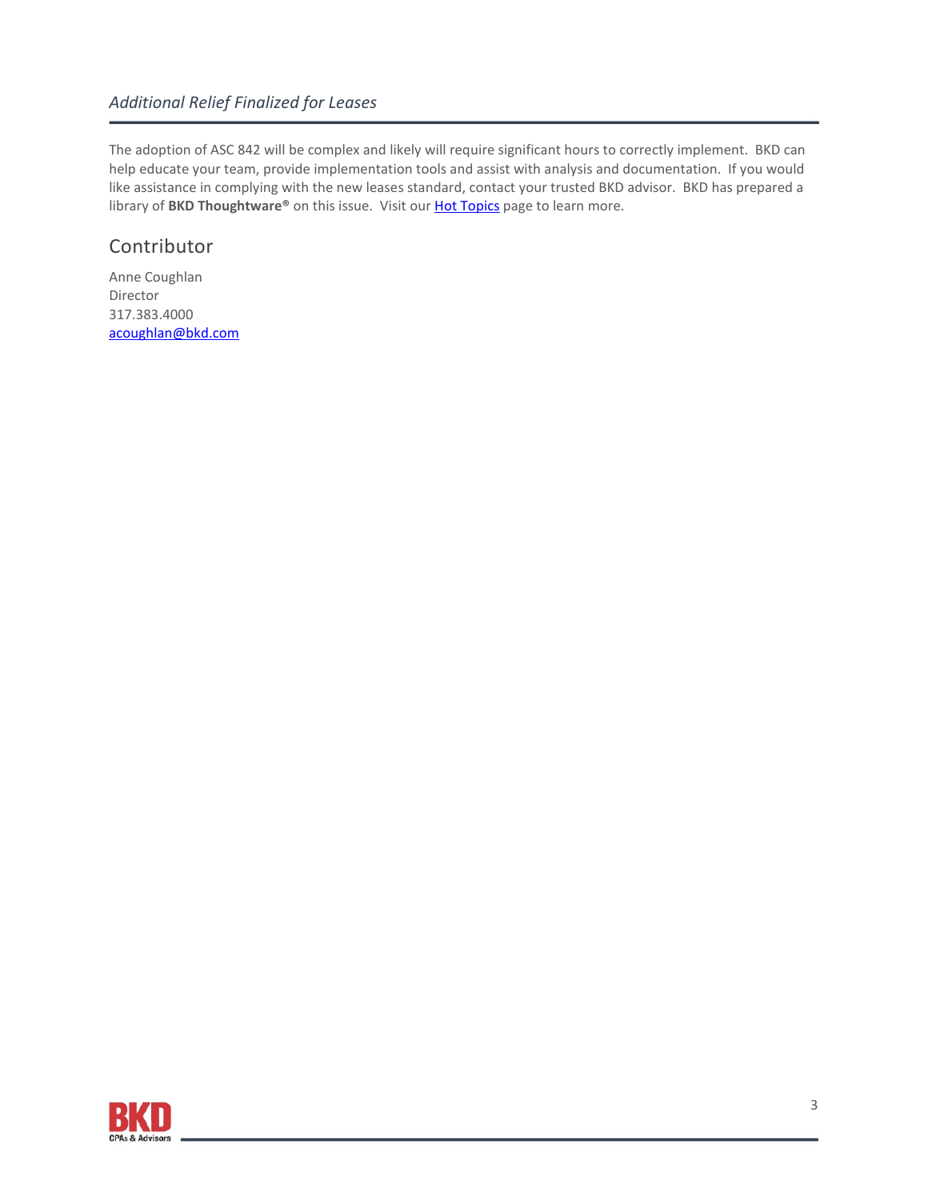The adoption of ASC 842 will be complex and likely will require significant hours to correctly implement. BKD can help educate your team, provide implementation tools and assist with analysis and documentation. If you would like assistance in complying with the new leases standard, contact your trusted BKD advisor. BKD has prepared a library of **BKD Thoughtware®** on this issue. Visit our Hot Topics page to learn more.

## Contributor

Anne Coughlan
Director
317.383.4000
acoughlan@bkd.com